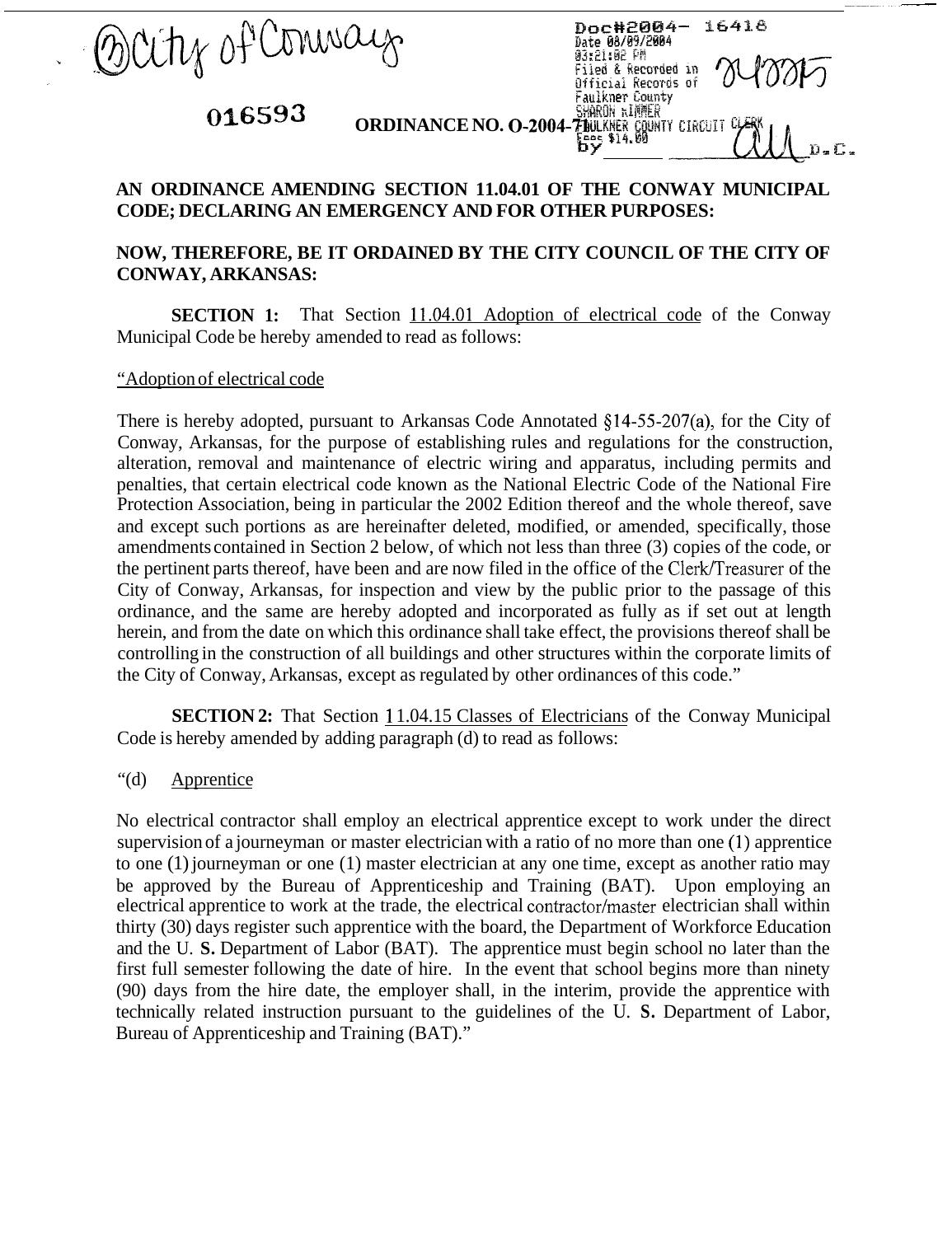(3) City of Conway

Doc#2004- 16418
Date 08/09/2004
03:21:02 PM
Filed & Recorded in Official Records of Faulkner County
SHARON RIMMER
FAULKNER COUNTY CIRCUIT CLERK
Fees $14.00
by ________ D.C.

016593

**ORDINANCE NO. O-2004-71**

**AN ORDINANCE AMENDING SECTION 11.04.01 OF THE CONWAY MUNICIPAL CODE; DECLARING AN EMERGENCY AND FOR OTHER PURPOSES:**

**NOW, THEREFORE, BE IT ORDAINED BY THE CITY COUNCIL OF THE CITY OF CONWAY, ARKANSAS:**

**SECTION 1:** That Section 11.04.01 Adoption of electrical code of the Conway Municipal Code be hereby amended to read as follows:

"Adoption of electrical code

There is hereby adopted, pursuant to Arkansas Code Annotated §14-55-207(a), for the City of Conway, Arkansas, for the purpose of establishing rules and regulations for the construction, alteration, removal and maintenance of electric wiring and apparatus, including permits and penalties, that certain electrical code known as the National Electric Code of the National Fire Protection Association, being in particular the 2002 Edition thereof and the whole thereof, save and except such portions as are hereinafter deleted, modified, or amended, specifically, those amendments contained in Section 2 below, of which not less than three (3) copies of the code, or the pertinent parts thereof, have been and are now filed in the office of the Clerk/Treasurer of the City of Conway, Arkansas, for inspection and view by the public prior to the passage of this ordinance, and the same are hereby adopted and incorporated as fully as if set out at length herein, and from the date on which this ordinance shall take effect, the provisions thereof shall be controlling in the construction of all buildings and other structures within the corporate limits of the City of Conway, Arkansas, except as regulated by other ordinances of this code."

**SECTION 2:** That Section 11.04.15 Classes of Electricians of the Conway Municipal Code is hereby amended by adding paragraph (d) to read as follows:

"(d) Apprentice

No electrical contractor shall employ an electrical apprentice except to work under the direct supervision of a journeyman or master electrician with a ratio of no more than one (1) apprentice to one (1) journeyman or one (1) master electrician at any one time, except as another ratio may be approved by the Bureau of Apprenticeship and Training (BAT). Upon employing an electrical apprentice to work at the trade, the electrical contractor/master electrician shall within thirty (30) days register such apprentice with the board, the Department of Workforce Education and the U. **S.** Department of Labor (BAT). The apprentice must begin school no later than the first full semester following the date of hire. In the event that school begins more than ninety (90) days from the hire date, the employer shall, in the interim, provide the apprentice with technically related instruction pursuant to the guidelines of the U. **S.** Department of Labor, Bureau of Apprenticeship and Training (BAT)."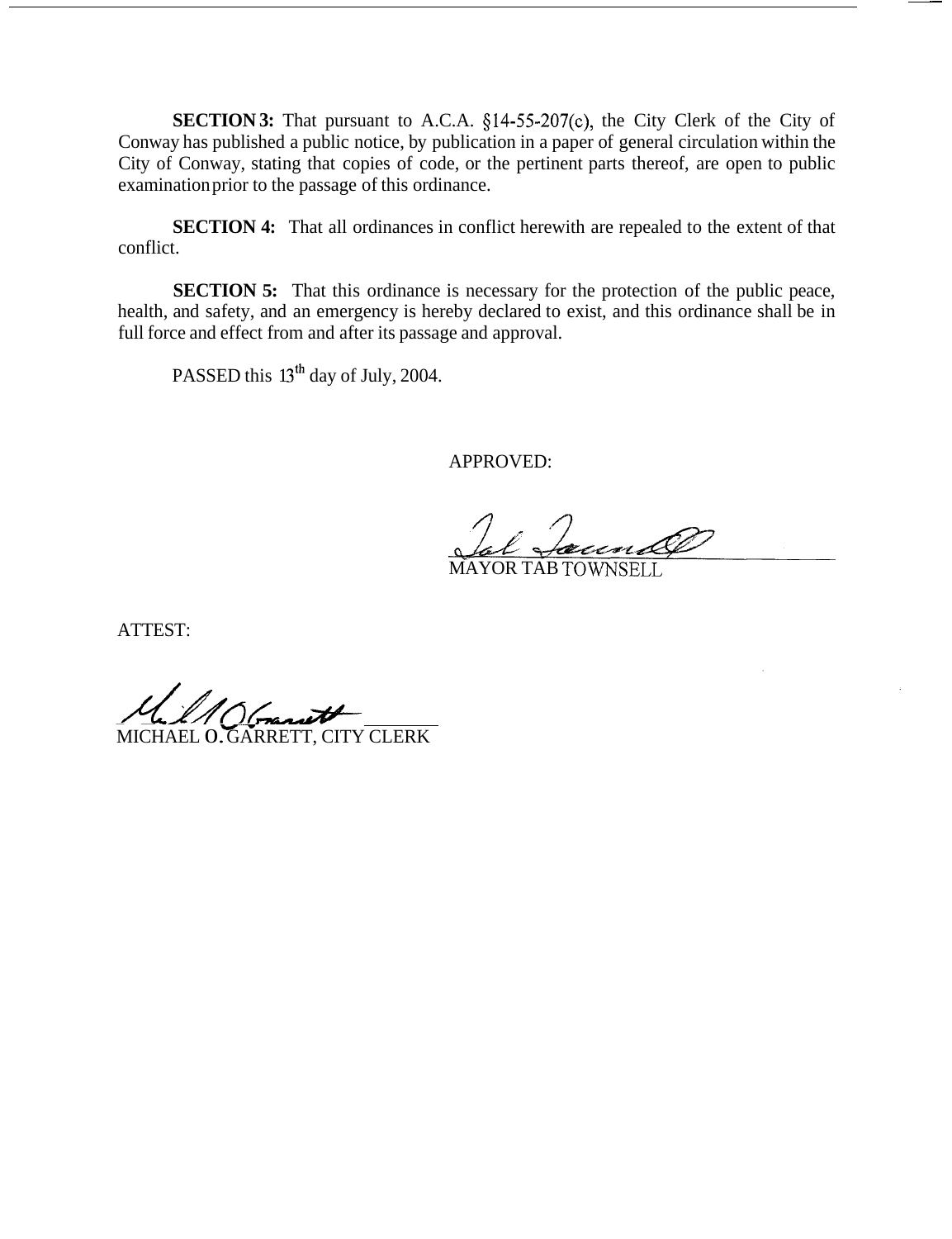**SECTION 3:** That pursuant to A.C.A. §14-55-207(c), the City Clerk of the City of Conway has published a public notice, by publication in a paper of general circulation within the City of Conway, stating that copies of code, or the pertinent parts thereof, are open to public examination prior to the passage of this ordinance.

**SECTION 4:** That all ordinances in conflict herewith are repealed to the extent of that conflict.

**SECTION 5:** That this ordinance is necessary for the protection of the public peace, health, and safety, and an emergency is hereby declared to exist, and this ordinance shall be in full force and effect from and after its passage and approval.

PASSED this 13th day of July, 2004.

APPROVED:

MAYOR TAB TOWNSELL

ATTEST:

MICHAEL O. GARRETT, CITY CLERK